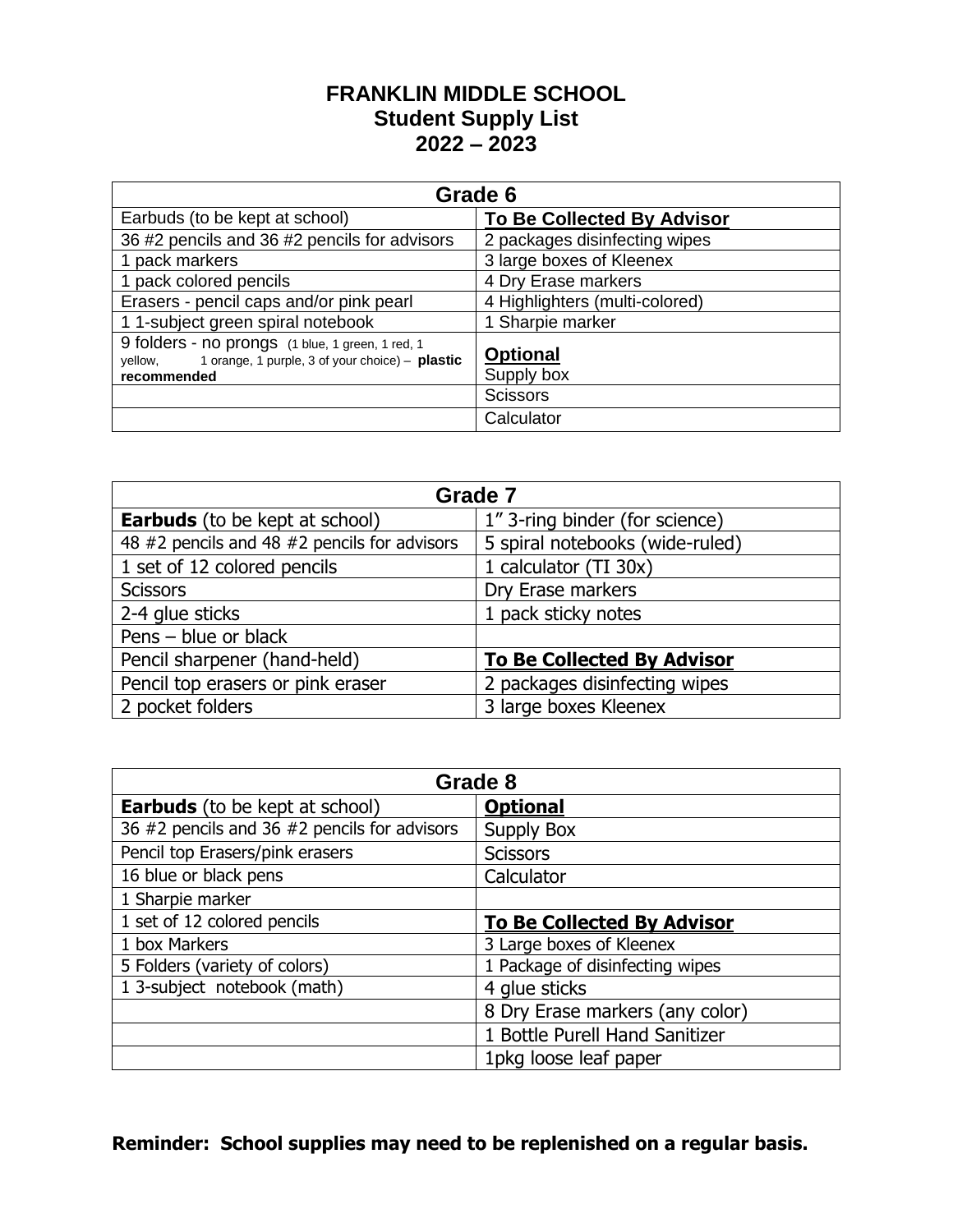# FRANKLIN MIDDLE SCHOOL
## Student Supply List
## 2022 – 2023

| Grade 6 | |
|---|---|
| Earbuds (to be kept at school) | **To Be Collected By Advisor** |
| 36 #2 pencils and 36 #2 pencils for advisors | 2 packages disinfecting wipes |
| 1 pack markers | 3 large boxes of Kleenex |
| 1 pack colored pencils | 4 Dry Erase markers |
| Erasers - pencil caps and/or pink pearl | 4 Highlighters (multi-colored) |
| 1 1-subject green spiral notebook | 1 Sharpie marker |
| 9 folders - no prongs (1 blue, 1 green, 1 red, 1 yellow, 1 orange, 1 purple, 3 of your choice) – **plastic recommended** | **Optional** Supply box |
| | Scissors |
| | Calculator |

| Grade 7 | |
|---|---|
| **Earbuds** (to be kept at school) | 1" 3-ring binder (for science) |
| 48 #2 pencils and 48 #2 pencils for advisors | 5 spiral notebooks (wide-ruled) |
| 1 set of 12 colored pencils | 1 calculator (TI 30x) |
| Scissors | Dry Erase markers |
| 2-4 glue sticks | 1 pack sticky notes |
| Pens – blue or black | |
| Pencil sharpener (hand-held) | **To Be Collected By Advisor** |
| Pencil top erasers or pink eraser | 2 packages disinfecting wipes |
| 2 pocket folders | 3 large boxes Kleenex |

| Grade 8 | |
|---|---|
| **Earbuds** (to be kept at school) | **Optional** |
| 36 #2 pencils and 36 #2 pencils for advisors | Supply Box |
| Pencil top Erasers/pink erasers | Scissors |
| 16 blue or black pens | Calculator |
| 1 Sharpie marker | |
| 1 set of 12 colored pencils | **To Be Collected By Advisor** |
| 1 box Markers | 3 Large boxes of Kleenex |
| 5 Folders (variety of colors) | 1 Package of disinfecting wipes |
| 1 3-subject notebook (math) | 4 glue sticks |
| | 8 Dry Erase markers (any color) |
| | 1 Bottle Purell Hand Sanitizer |
| | 1pkg loose leaf paper |

**Reminder: School supplies may need to be replenished on a regular basis.**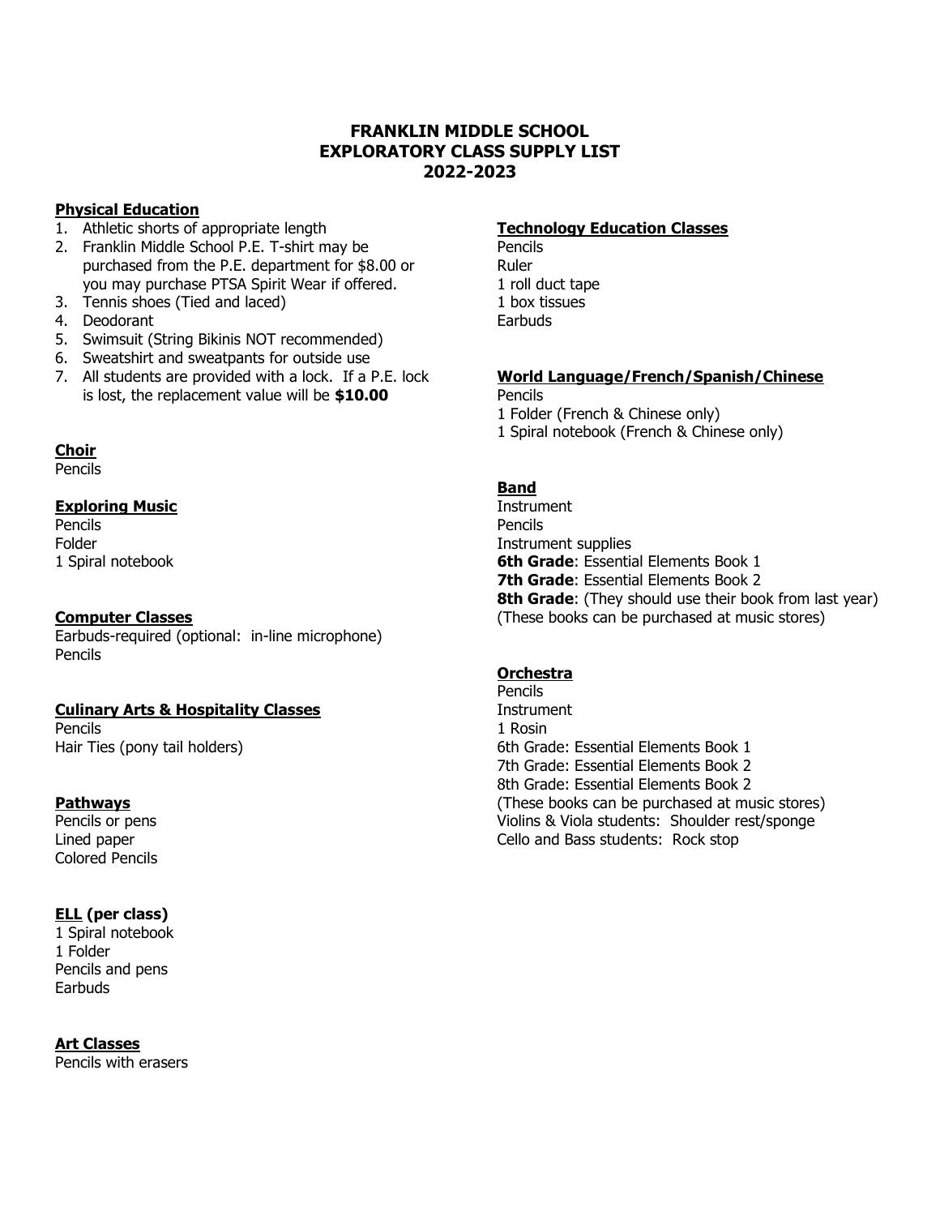# FRANKLIN MIDDLE SCHOOL
# EXPLORATORY CLASS SUPPLY LIST
# 2022-2023

**Physical Education**

1. Athletic shorts of appropriate length
2. Franklin Middle School P.E. T-shirt may be purchased from the P.E. department for $8.00 or you may purchase PTSA Spirit Wear if offered.
3. Tennis shoes (Tied and laced)
4. Deodorant
5. Swimsuit (String Bikinis NOT recommended)
6. Sweatshirt and sweatpants for outside use
7. All students are provided with a lock. If a P.E. lock is lost, the replacement value will be **$10.00**

**Choir**

Pencils

**Exploring Music**

Pencils
Folder
1 Spiral notebook

**Computer Classes**

Earbuds-required (optional: in-line microphone)
Pencils

**Culinary Arts & Hospitality Classes**

Pencils
Hair Ties (pony tail holders)

**Pathways**

Pencils or pens
Lined paper
Colored Pencils

**ELL (per class)**

1 Spiral notebook
1 Folder
Pencils and pens
Earbuds

**Art Classes**

Pencils with erasers

**Technology Education Classes**

Pencils
Ruler
1 roll duct tape
1 box tissues
Earbuds

**World Language/French/Spanish/Chinese**

Pencils
1 Folder (French & Chinese only)
1 Spiral notebook (French & Chinese only)

**Band**

Instrument
Pencils
Instrument supplies
**6th Grade**: Essential Elements Book 1
**7th Grade**: Essential Elements Book 2
**8th Grade**: (They should use their book from last year)
(These books can be purchased at music stores)

**Orchestra**

Pencils
Instrument
1 Rosin
6th Grade: Essential Elements Book 1
7th Grade: Essential Elements Book 2
8th Grade: Essential Elements Book 2
(These books can be purchased at music stores)
Violins & Viola students: Shoulder rest/sponge
Cello and Bass students: Rock stop